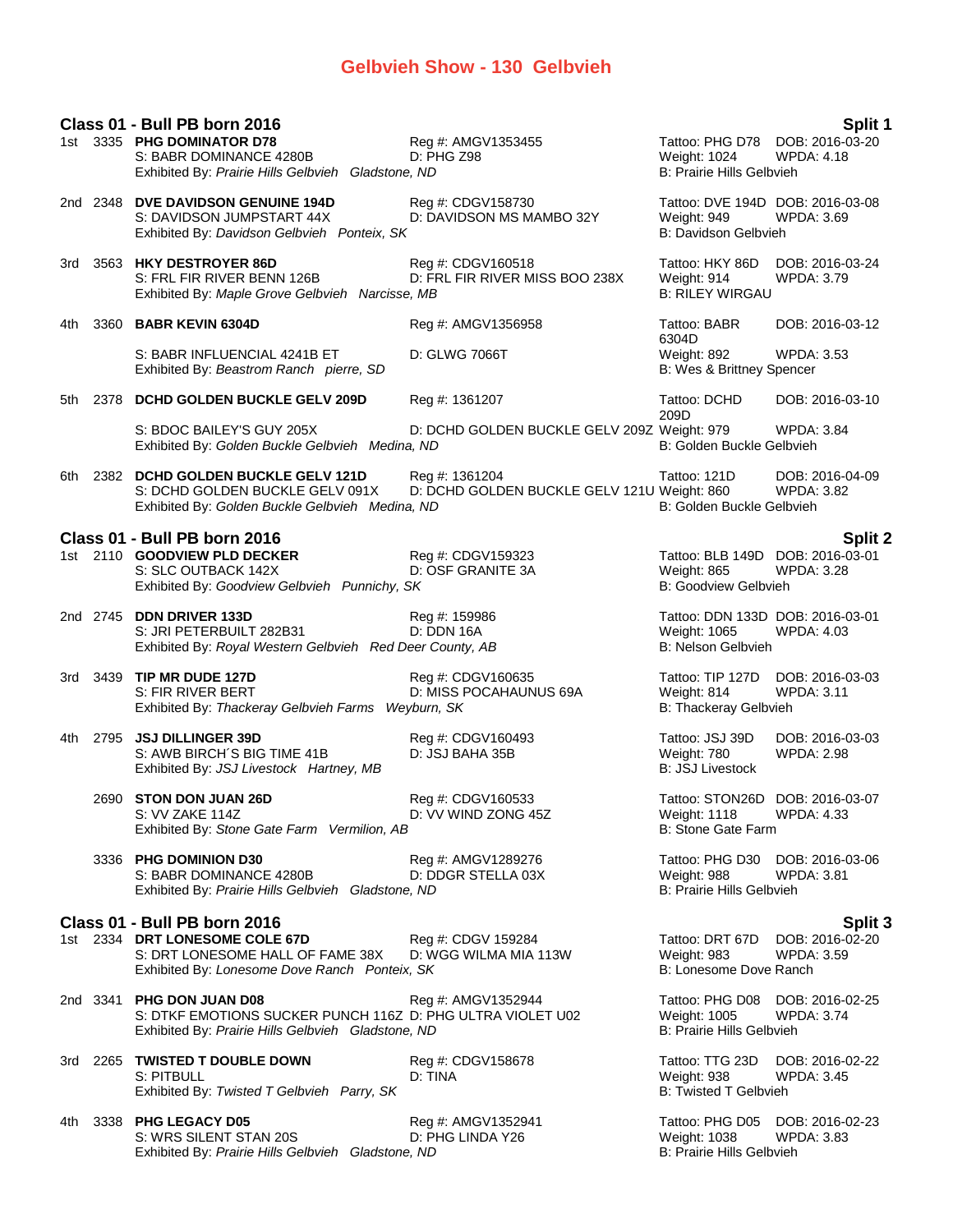# Gelbvieh Show - 130 Gelbvieh

## Class 01 - Bull PB born 2016 — Split 1

1st 3335 **PHG DOMINATOR D78** Reg #: AMGV1353455 Tattoo: PHG D78 DOB: 2016-03-20
S: BABR DOMINANCE 4280B D: PHG Z98 Weight: 1024 WPDA: 4.18
Exhibited By: *Prairie Hills Gelbvieh Gladstone, ND* B: Prairie Hills Gelbvieh

2nd 2348 **DVE DAVIDSON GENUINE 194D** Reg #: CDGV158730 Tattoo: DVE 194D DOB: 2016-03-08
S: DAVIDSON JUMPSTART 44X D: DAVIDSON MS MAMBO 32Y Weight: 949 WPDA: 3.69
Exhibited By: *Davidson Gelbvieh Ponteix, SK* B: Davidson Gelbvieh

3rd 3563 **HKY DESTROYER 86D** Reg #: CDGV160518 Tattoo: HKY 86D DOB: 2016-03-24
S: FRL FIR RIVER BENN 126B D: FRL FIR RIVER MISS BOO 238X Weight: 914 WPDA: 3.79
Exhibited By: *Maple Grove Gelbvieh Narcisse, MB* B: RILEY WIRGAU

4th 3360 **BABR KEVIN 6304D** Reg #: AMGV1356958 Tattoo: BABR 6304D DOB: 2016-03-12
S: BABR INFLUENCIAL 4241B ET D: GLWG 7066T Weight: 892 WPDA: 3.53
Exhibited By: *Beastrom Ranch pierre, SD* B: Wes & Brittney Spencer

5th 2378 **DCHD GOLDEN BUCKLE GELV 209D** Reg #: 1361207 Tattoo: DCHD 209D DOB: 2016-03-10
S: BDOC BAILEY'S GUY 205X D: DCHD GOLDEN BUCKLE GELV 209Z Weight: 979 WPDA: 3.84
Exhibited By: *Golden Buckle Gelbvieh Medina, ND* B: Golden Buckle Gelbvieh

6th 2382 **DCHD GOLDEN BUCKLE GELV 121D** Reg #: 1361204 Tattoo: 121D DOB: 2016-04-09
S: DCHD GOLDEN BUCKLE GELV 091X D: DCHD GOLDEN BUCKLE GELV 121U Weight: 860 WPDA: 3.82
Exhibited By: *Golden Buckle Gelbvieh Medina, ND* B: Golden Buckle Gelbvieh

## Class 01 - Bull PB born 2016 — Split 2

1st 2110 **GOODVIEW PLD DECKER** Reg #: CDGV159323 Tattoo: BLB 149D DOB: 2016-03-01
S: SLC OUTBACK 142X D: OSF GRANITE 3A Weight: 865 WPDA: 3.28
Exhibited By: *Goodview Gelbvieh Punnichy, SK* B: Goodview Gelbvieh

2nd 2745 **DDN DRIVER 133D** Reg #: 159986 Tattoo: DDN 133D DOB: 2016-03-01
S: JRI PETERBUILT 282B31 D: DDN 16A Weight: 1065 WPDA: 4.03
Exhibited By: *Royal Western Gelbvieh Red Deer County, AB* B: Nelson Gelbvieh

3rd 3439 **TIP MR DUDE 127D** Reg #: CDGV160635 Tattoo: TIP 127D DOB: 2016-03-03
S: FIR RIVER BERT D: MISS POCAHAUNUS 69A Weight: 814 WPDA: 3.11
Exhibited By: *Thackeray Gelbvieh Farms Weyburn, SK* B: Thackeray Gelbvieh

4th 2795 **JSJ DILLINGER 39D** Reg #: CDGV160493 Tattoo: JSJ 39D DOB: 2016-03-03
S: AWB BIRCH´S BIG TIME 41B D: JSJ BAHA 35B Weight: 780 WPDA: 2.98
Exhibited By: *JSJ Livestock Hartney, MB* B: JSJ Livestock

2690 **STON DON JUAN 26D** Reg #: CDGV160533 Tattoo: STON26D DOB: 2016-03-07
S: VV ZAKE 114Z D: VV WIND ZONG 45Z Weight: 1118 WPDA: 4.33
Exhibited By: *Stone Gate Farm Vermilion, AB* B: Stone Gate Farm

3336 **PHG DOMINION D30** Reg #: AMGV1289276 Tattoo: PHG D30 DOB: 2016-03-06
S: BABR DOMINANCE 4280B D: DDGR STELLA 03X Weight: 988 WPDA: 3.81
Exhibited By: *Prairie Hills Gelbvieh Gladstone, ND* B: Prairie Hills Gelbvieh

## Class 01 - Bull PB born 2016 — Split 3

1st 2334 **DRT LONESOME COLE 67D** Reg #: CDGV 159284 Tattoo: DRT 67D DOB: 2016-02-20
S: DRT LONESOME HALL OF FAME 38X D: WGG WILMA MIA 113W Weight: 983 WPDA: 3.59
Exhibited By: *Lonesome Dove Ranch Ponteix, SK* B: Lonesome Dove Ranch

2nd 3341 **PHG DON JUAN D08** Reg #: AMGV1352944 Tattoo: PHG D08 DOB: 2016-02-25
S: DTKF EMOTIONS SUCKER PUNCH 116Z D: PHG ULTRA VIOLET U02 Weight: 1005 WPDA: 3.74
Exhibited By: *Prairie Hills Gelbvieh Gladstone, ND* B: Prairie Hills Gelbvieh

3rd 2265 **TWISTED T DOUBLE DOWN** Reg #: CDGV158678 Tattoo: TTG 23D DOB: 2016-02-22
S: PITBULL D: TINA Weight: 938 WPDA: 3.45
Exhibited By: *Twisted T Gelbvieh Parry, SK* B: Twisted T Gelbvieh

4th 3338 **PHG LEGACY D05** Reg #: AMGV1352941 Tattoo: PHG D05 DOB: 2016-02-23
S: WRS SILENT STAN 20S D: PHG LINDA Y26 Weight: 1038 WPDA: 3.83
Exhibited By: *Prairie Hills Gelbvieh Gladstone, ND* B: Prairie Hills Gelbvieh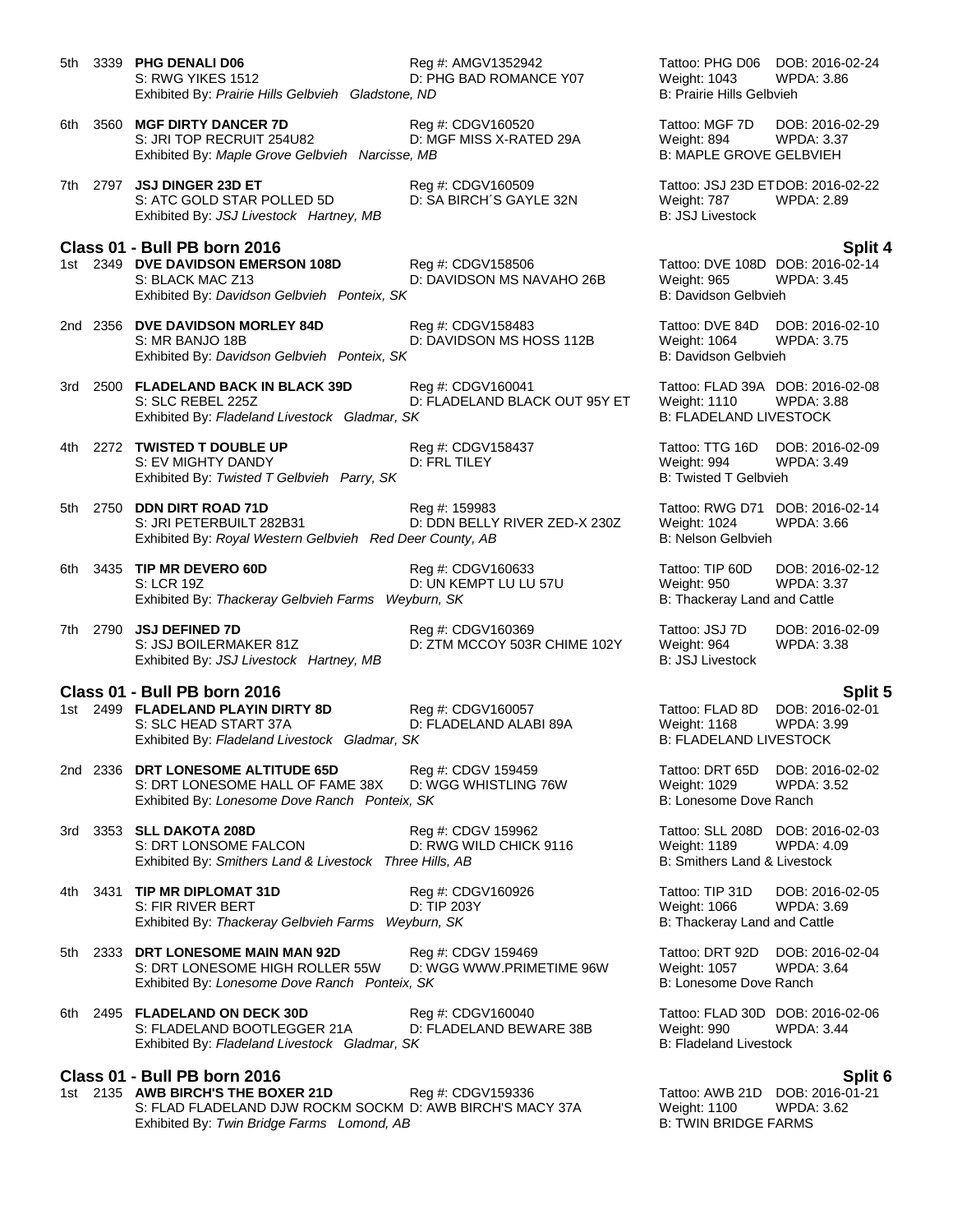5th 3339 **PHG DENALI D06** Reg #: AMGV1352942 Tattoo: PHG D06 DOB: 2016-02-24
S: RWG YIKES 1512 D: PHG BAD ROMANCE Y07 Weight: 1043 WPDA: 3.86
Exhibited By: *Prairie Hills Gelbvieh Gladstone, ND* B: Prairie Hills Gelbvieh

6th 3560 **MGF DIRTY DANCER 7D** Reg #: CDGV160520 Tattoo: MGF 7D DOB: 2016-02-29
S: JRI TOP RECRUIT 254U82 D: MGF MISS X-RATED 29A Weight: 894 WPDA: 3.37
Exhibited By: *Maple Grove Gelbvieh Narcisse, MB* B: MAPLE GROVE GELBVIEH

7th 2797 **JSJ DINGER 23D ET** Reg #: CDGV160509 Tattoo: JSJ 23D ET DOB: 2016-02-22
S: ATC GOLD STAR POLLED 5D D: SA BIRCH´S GAYLE 32N Weight: 787 WPDA: 2.89
Exhibited By: *JSJ Livestock Hartney, MB* B: JSJ Livestock

## Class 01 - Bull PB born 2016 — Split 4

1st 2349 **DVE DAVIDSON EMERSON 108D** Reg #: CDGV158506 Tattoo: DVE 108D DOB: 2016-02-14
S: BLACK MAC Z13 D: DAVIDSON MS NAVAHO 26B Weight: 965 WPDA: 3.45
Exhibited By: *Davidson Gelbvieh Ponteix, SK* B: Davidson Gelbvieh

2nd 2356 **DVE DAVIDSON MORLEY 84D** Reg #: CDGV158483 Tattoo: DVE 84D DOB: 2016-02-10
S: MR BANJO 18B D: DAVIDSON MS HOSS 112B Weight: 1064 WPDA: 3.75
Exhibited By: *Davidson Gelbvieh Ponteix, SK* B: Davidson Gelbvieh

3rd 2500 **FLADELAND BACK IN BLACK 39D** Reg #: CDGV160041 Tattoo: FLAD 39A DOB: 2016-02-08
S: SLC REBEL 225Z D: FLADELAND BLACK OUT 95Y ET Weight: 1110 WPDA: 3.88
Exhibited By: *Fladeland Livestock Gladmar, SK* B: FLADELAND LIVESTOCK

4th 2272 **TWISTED T DOUBLE UP** Reg #: CDGV158437 Tattoo: TTG 16D DOB: 2016-02-09
S: EV MIGHTY DANDY D: FRL TILEY Weight: 994 WPDA: 3.49
Exhibited By: *Twisted T Gelbvieh Parry, SK* B: Twisted T Gelbvieh

5th 2750 **DDN DIRT ROAD 71D** Reg #: 159983 Tattoo: RWG D71 DOB: 2016-02-14
S: JRI PETERBUILT 282B31 D: DDN BELLY RIVER ZED-X 230Z Weight: 1024 WPDA: 3.66
Exhibited By: *Royal Western Gelbvieh Red Deer County, AB* B: Nelson Gelbvieh

6th 3435 **TIP MR DEVERO 60D** Reg #: CDGV160633 Tattoo: TIP 60D DOB: 2016-02-12
S: LCR 19Z D: UN KEMPT LU LU 57U Weight: 950 WPDA: 3.37
Exhibited By: *Thackeray Gelbvieh Farms Weyburn, SK* B: Thackeray Land and Cattle

7th 2790 **JSJ DEFINED 7D** Reg #: CDGV160369 Tattoo: JSJ 7D DOB: 2016-02-09
S: JSJ BOILERMAKER 81Z D: ZTM MCCOY 503R CHIME 102Y Weight: 964 WPDA: 3.38
Exhibited By: *JSJ Livestock Hartney, MB* B: JSJ Livestock

## Class 01 - Bull PB born 2016 — Split 5

1st 2499 **FLADELAND PLAYIN DIRTY 8D** Reg #: CDGV160057 Tattoo: FLAD 8D DOB: 2016-02-01
S: SLC HEAD START 37A D: FLADELAND ALABI 89A Weight: 1168 WPDA: 3.99
Exhibited By: *Fladeland Livestock Gladmar, SK* B: FLADELAND LIVESTOCK

2nd 2336 **DRT LONESOME ALTITUDE 65D** Reg #: CDGV 159459 Tattoo: DRT 65D DOB: 2016-02-02
S: DRT LONESOME HALL OF FAME 38X D: WGG WHISTLING 76W Weight: 1029 WPDA: 3.52
Exhibited By: *Lonesome Dove Ranch Ponteix, SK* B: Lonesome Dove Ranch

3rd 3353 **SLL DAKOTA 208D** Reg #: CDGV 159962 Tattoo: SLL 208D DOB: 2016-02-03
S: DRT LONSOME FALCON D: RWG WILD CHICK 9116 Weight: 1189 WPDA: 4.09
Exhibited By: *Smithers Land & Livestock Three Hills, AB* B: Smithers Land & Livestock

4th 3431 **TIP MR DIPLOMAT 31D** Reg #: CDGV160926 Tattoo: TIP 31D DOB: 2016-02-05
S: FIR RIVER BERT D: TIP 203Y Weight: 1066 WPDA: 3.69
Exhibited By: *Thackeray Gelbvieh Farms Weyburn, SK* B: Thackeray Land and Cattle

5th 2333 **DRT LONESOME MAIN MAN 92D** Reg #: CDGV 159469 Tattoo: DRT 92D DOB: 2016-02-04
S: DRT LONESOME HIGH ROLLER 55W D: WGG WWW.PRIMETIME 96W Weight: 1057 WPDA: 3.64
Exhibited By: *Lonesome Dove Ranch Ponteix, SK* B: Lonesome Dove Ranch

6th 2495 **FLADELAND ON DECK 30D** Reg #: CDGV160040 Tattoo: FLAD 30D DOB: 2016-02-06
S: FLADELAND BOOTLEGGER 21A D: FLADELAND BEWARE 38B Weight: 990 WPDA: 3.44
Exhibited By: *Fladeland Livestock Gladmar, SK* B: Fladeland Livestock

## Class 01 - Bull PB born 2016 — Split 6

1st 2135 **AWB BIRCH'S THE BOXER 21D** Reg #: CDGV159336 Tattoo: AWB 21D DOB: 2016-01-21
S: FLAD FLADELAND DJW ROCKM SOCKM D: AWB BIRCH'S MACY 37A Weight: 1100 WPDA: 3.62
Exhibited By: *Twin Bridge Farms Lomond, AB* B: TWIN BRIDGE FARMS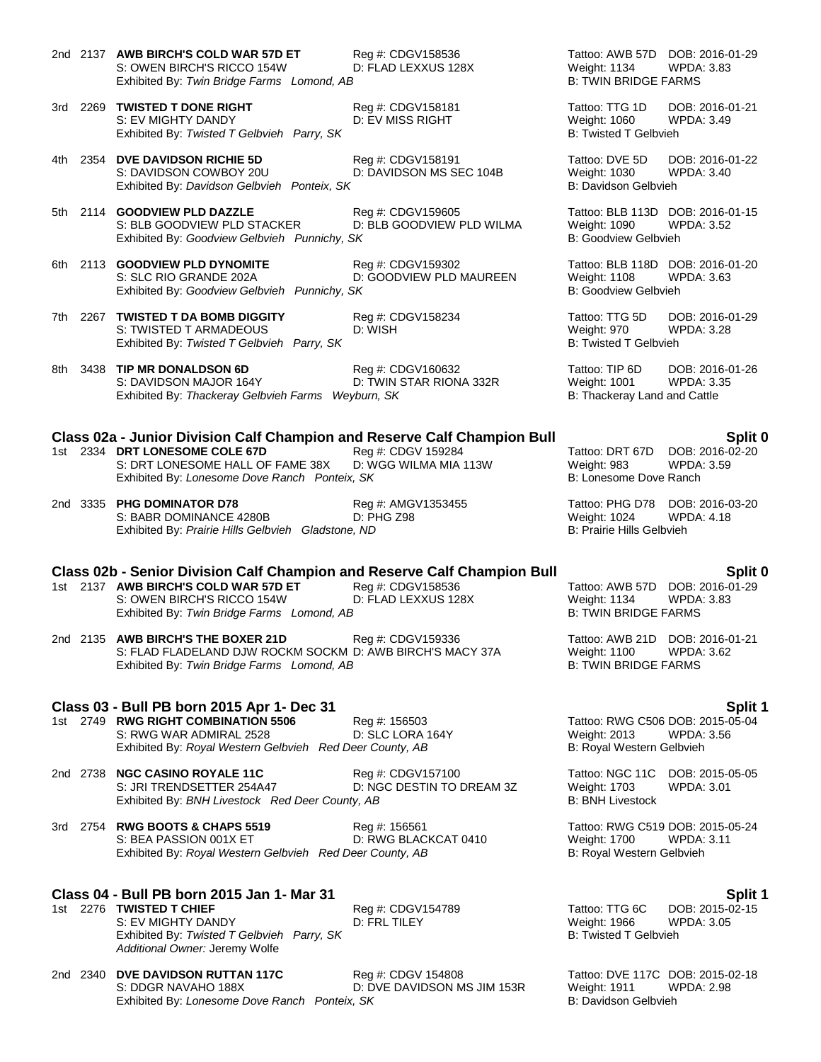2nd 2137 **AWB BIRCH'S COLD WAR 57D ET** Reg #: CDGV158536 Tattoo: AWB 57D DOB: 2016-01-29
S: OWEN BIRCH'S RICCO 154W D: FLAD LEXXUS 128X Weight: 1134 WPDA: 3.83
Exhibited By: *Twin Bridge Farms Lomond, AB* B: TWIN BRIDGE FARMS

3rd 2269 **TWISTED T DONE RIGHT** Reg #: CDGV158181 Tattoo: TTG 1D DOB: 2016-01-21
S: EV MIGHTY DANDY D: EV MISS RIGHT Weight: 1060 WPDA: 3.49
Exhibited By: *Twisted T Gelbvieh Parry, SK* B: Twisted T Gelbvieh

4th 2354 **DVE DAVIDSON RICHIE 5D** Reg #: CDGV158191 Tattoo: DVE 5D DOB: 2016-01-22
S: DAVIDSON COWBOY 20U D: DAVIDSON MS SEC 104B Weight: 1030 WPDA: 3.40
Exhibited By: *Davidson Gelbvieh Ponteix, SK* B: Davidson Gelbvieh

5th 2114 **GOODVIEW PLD DAZZLE** Reg #: CDGV159605 Tattoo: BLB 113D DOB: 2016-01-15
S: BLB GOODVIEW PLD STACKER D: BLB GOODVIEW PLD WILMA Weight: 1090 WPDA: 3.52
Exhibited By: *Goodview Gelbvieh Punnichy, SK* B: Goodview Gelbvieh

6th 2113 **GOODVIEW PLD DYNOMITE** Reg #: CDGV159302 Tattoo: BLB 118D DOB: 2016-01-20
S: SLC RIO GRANDE 202A D: GOODVIEW PLD MAUREEN Weight: 1108 WPDA: 3.63
Exhibited By: *Goodview Gelbvieh Punnichy, SK* B: Goodview Gelbvieh

7th 2267 **TWISTED T DA BOMB DIGGITY** Reg #: CDGV158234 Tattoo: TTG 5D DOB: 2016-01-29
S: TWISTED T ARMADEOUS D: WISH Weight: 970 WPDA: 3.28
Exhibited By: *Twisted T Gelbvieh Parry, SK* B: Twisted T Gelbvieh

8th 3438 **TIP MR DONALDSON 6D** Reg #: CDGV160632 Tattoo: TIP 6D DOB: 2016-01-26
S: DAVIDSON MAJOR 164Y D: TWIN STAR RIONA 332R Weight: 1001 WPDA: 3.35
Exhibited By: *Thackeray Gelbvieh Farms Weyburn, SK* B: Thackeray Land and Cattle

## Class 02a - Junior Division Calf Champion and Reserve Calf Champion Bull — Split 0

1st 2334 **DRT LONESOME COLE 67D** Reg #: CDGV 159284 Tattoo: DRT 67D DOB: 2016-02-20
S: DRT LONESOME HALL OF FAME 38X D: WGG WILMA MIA 113W Weight: 983 WPDA: 3.59
Exhibited By: *Lonesome Dove Ranch Ponteix, SK* B: Lonesome Dove Ranch

2nd 3335 **PHG DOMINATOR D78** Reg #: AMGV1353455 Tattoo: PHG D78 DOB: 2016-03-20
S: BABR DOMINANCE 4280B D: PHG Z98 Weight: 1024 WPDA: 4.18
Exhibited By: *Prairie Hills Gelbvieh Gladstone, ND* B: Prairie Hills Gelbvieh

## Class 02b - Senior Division Calf Champion and Reserve Calf Champion Bull — Split 0

1st 2137 **AWB BIRCH'S COLD WAR 57D ET** Reg #: CDGV158536 Tattoo: AWB 57D DOB: 2016-01-29
S: OWEN BIRCH'S RICCO 154W D: FLAD LEXXUS 128X Weight: 1134 WPDA: 3.83
Exhibited By: *Twin Bridge Farms Lomond, AB* B: TWIN BRIDGE FARMS

2nd 2135 **AWB BIRCH'S THE BOXER 21D** Reg #: CDGV159336 Tattoo: AWB 21D DOB: 2016-01-21
S: FLAD FLADELAND DJW ROCKM SOCKM D: AWB BIRCH'S MACY 37A Weight: 1100 WPDA: 3.62
Exhibited By: *Twin Bridge Farms Lomond, AB* B: TWIN BRIDGE FARMS

## Class 03 - Bull PB born 2015 Apr 1- Dec 31 — Split 1

1st 2749 **RWG RIGHT COMBINATION 5506** Reg #: 156503 Tattoo: RWG C506 DOB: 2015-05-04
S: RWG WAR ADMIRAL 2528 D: SLC LORA 164Y Weight: 2013 WPDA: 3.56
Exhibited By: *Royal Western Gelbvieh Red Deer County, AB* B: Royal Western Gelbvieh

2nd 2738 **NGC CASINO ROYALE 11C** Reg #: CDGV157100 Tattoo: NGC 11C DOB: 2015-05-05
S: JRI TRENDSETTER 254A47 D: NGC DESTIN TO DREAM 3Z Weight: 1703 WPDA: 3.01
Exhibited By: *BNH Livestock Red Deer County, AB* B: BNH Livestock

3rd 2754 **RWG BOOTS & CHAPS 5519** Reg #: 156561 Tattoo: RWG C519 DOB: 2015-05-24
S: BEA PASSION 001X ET D: RWG BLACKCAT 0410 Weight: 1700 WPDA: 3.11
Exhibited By: *Royal Western Gelbvieh Red Deer County, AB* B: Royal Western Gelbvieh

## Class 04 - Bull PB born 2015 Jan 1- Mar 31 — Split 1

1st 2276 **TWISTED T CHIEF** Reg #: CDGV154789 Tattoo: TTG 6C DOB: 2015-02-15
S: EV MIGHTY DANDY D: FRL TILEY Weight: 1966 WPDA: 3.05
Exhibited By: *Twisted T Gelbvieh Parry, SK* B: Twisted T Gelbvieh
*Additional Owner:* Jeremy Wolfe

2nd 2340 **DVE DAVIDSON RUTTAN 117C** Reg #: CDGV 154808 Tattoo: DVE 117C DOB: 2015-02-18
S: DDGR NAVAHO 188X D: DVE DAVIDSON MS JIM 153R Weight: 1911 WPDA: 2.98
Exhibited By: *Lonesome Dove Ranch Ponteix, SK* B: Davidson Gelbvieh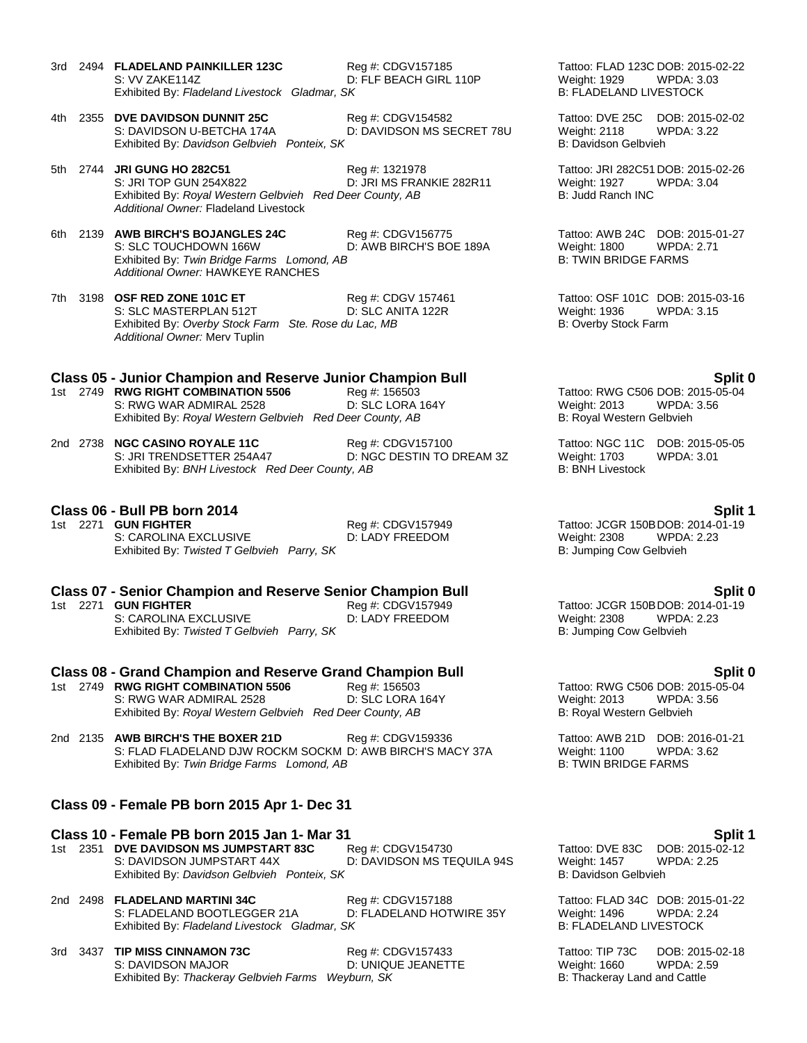3rd 2494 **FLADELAND PAINKILLER 123C** Reg #: CDGV157185 Tattoo: FLAD 123C DOB: 2015-02-22
S: VV ZAKE114Z D: FLF BEACH GIRL 110P Weight: 1929 WPDA: 3.03
Exhibited By: *Fladeland Livestock Gladmar, SK* B: FLADELAND LIVESTOCK

4th 2355 **DVE DAVIDSON DUNNIT 25C** Reg #: CDGV154582 Tattoo: DVE 25C DOB: 2015-02-02
S: DAVIDSON U-BETCHA 174A D: DAVIDSON MS SECRET 78U Weight: 2118 WPDA: 3.22
Exhibited By: *Davidson Gelbvieh Ponteix, SK* B: Davidson Gelbvieh

5th 2744 **JRI GUNG HO 282C51** Reg #: 1321978 Tattoo: JRI 282C51 DOB: 2015-02-26
S: JRI TOP GUN 254X822 D: JRI MS FRANKIE 282R11 Weight: 1927 WPDA: 3.04
Exhibited By: *Royal Western Gelbvieh Red Deer County, AB* B: Judd Ranch INC
*Additional Owner:* Fladeland Livestock

6th 2139 **AWB BIRCH'S BOJANGLES 24C** Reg #: CDGV156775 Tattoo: AWB 24C DOB: 2015-01-27
S: SLC TOUCHDOWN 166W D: AWB BIRCH'S BOE 189A Weight: 1800 WPDA: 2.71
Exhibited By: *Twin Bridge Farms Lomond, AB* B: TWIN BRIDGE FARMS
*Additional Owner:* HAWKEYE RANCHES

7th 3198 **OSF RED ZONE 101C ET** Reg #: CDGV 157461 Tattoo: OSF 101C DOB: 2015-03-16
S: SLC MASTERPLAN 512T D: SLC ANITA 122R Weight: 1936 WPDA: 3.15
Exhibited By: *Overby Stock Farm Ste. Rose du Lac, MB* B: Overby Stock Farm
*Additional Owner:* Merv Tuplin

## Class 05 - Junior Champion and Reserve Junior Champion Bull — Split 0

1st 2749 **RWG RIGHT COMBINATION 5506** Reg #: 156503 Tattoo: RWG C506 DOB: 2015-05-04
S: RWG WAR ADMIRAL 2528 D: SLC LORA 164Y Weight: 2013 WPDA: 3.56
Exhibited By: *Royal Western Gelbvieh Red Deer County, AB* B: Royal Western Gelbvieh

2nd 2738 **NGC CASINO ROYALE 11C** Reg #: CDGV157100 Tattoo: NGC 11C DOB: 2015-05-05
S: JRI TRENDSETTER 254A47 D: NGC DESTIN TO DREAM 3Z Weight: 1703 WPDA: 3.01
Exhibited By: *BNH Livestock Red Deer County, AB* B: BNH Livestock

## Class 06 - Bull PB born 2014 — Split 1

1st 2271 **GUN FIGHTER** Reg #: CDGV157949 Tattoo: JCGR 150B DOB: 2014-01-19
S: CAROLINA EXCLUSIVE D: LADY FREEDOM Weight: 2308 WPDA: 2.23
Exhibited By: *Twisted T Gelbvieh Parry, SK* B: Jumping Cow Gelbvieh

## Class 07 - Senior Champion and Reserve Senior Champion Bull — Split 0

1st 2271 **GUN FIGHTER** Reg #: CDGV157949 Tattoo: JCGR 150B DOB: 2014-01-19
S: CAROLINA EXCLUSIVE D: LADY FREEDOM Weight: 2308 WPDA: 2.23
Exhibited By: *Twisted T Gelbvieh Parry, SK* B: Jumping Cow Gelbvieh

## Class 08 - Grand Champion and Reserve Grand Champion Bull — Split 0

1st 2749 **RWG RIGHT COMBINATION 5506** Reg #: 156503 Tattoo: RWG C506 DOB: 2015-05-04
S: RWG WAR ADMIRAL 2528 D: SLC LORA 164Y Weight: 2013 WPDA: 3.56
Exhibited By: *Royal Western Gelbvieh Red Deer County, AB* B: Royal Western Gelbvieh

2nd 2135 **AWB BIRCH'S THE BOXER 21D** Reg #: CDGV159336 Tattoo: AWB 21D DOB: 2016-01-21
S: FLAD FLADELAND DJW ROCKM SOCKM D: AWB BIRCH'S MACY 37A Weight: 1100 WPDA: 3.62
Exhibited By: *Twin Bridge Farms Lomond, AB* B: TWIN BRIDGE FARMS

## Class 09 - Female PB born 2015 Apr 1- Dec 31

## Class 10 - Female PB born 2015 Jan 1- Mar 31 — Split 1

1st 2351 **DVE DAVIDSON MS JUMPSTART 83C** Reg #: CDGV154730 Tattoo: DVE 83C DOB: 2015-02-12
S: DAVIDSON JUMPSTART 44X D: DAVIDSON MS TEQUILA 94S Weight: 1457 WPDA: 2.25
Exhibited By: *Davidson Gelbvieh Ponteix, SK* B: Davidson Gelbvieh

2nd 2498 **FLADELAND MARTINI 34C** Reg #: CDGV157188 Tattoo: FLAD 34C DOB: 2015-01-22
S: FLADELAND BOOTLEGGER 21A D: FLADELAND HOTWIRE 35Y Weight: 1496 WPDA: 2.24
Exhibited By: *Fladeland Livestock Gladmar, SK* B: FLADELAND LIVESTOCK

3rd 3437 **TIP MISS CINNAMON 73C** Reg #: CDGV157433 Tattoo: TIP 73C DOB: 2015-02-18
S: DAVIDSON MAJOR D: UNIQUE JEANETTE Weight: 1660 WPDA: 2.59
Exhibited By: *Thackeray Gelbvieh Farms Weyburn, SK* B: Thackeray Land and Cattle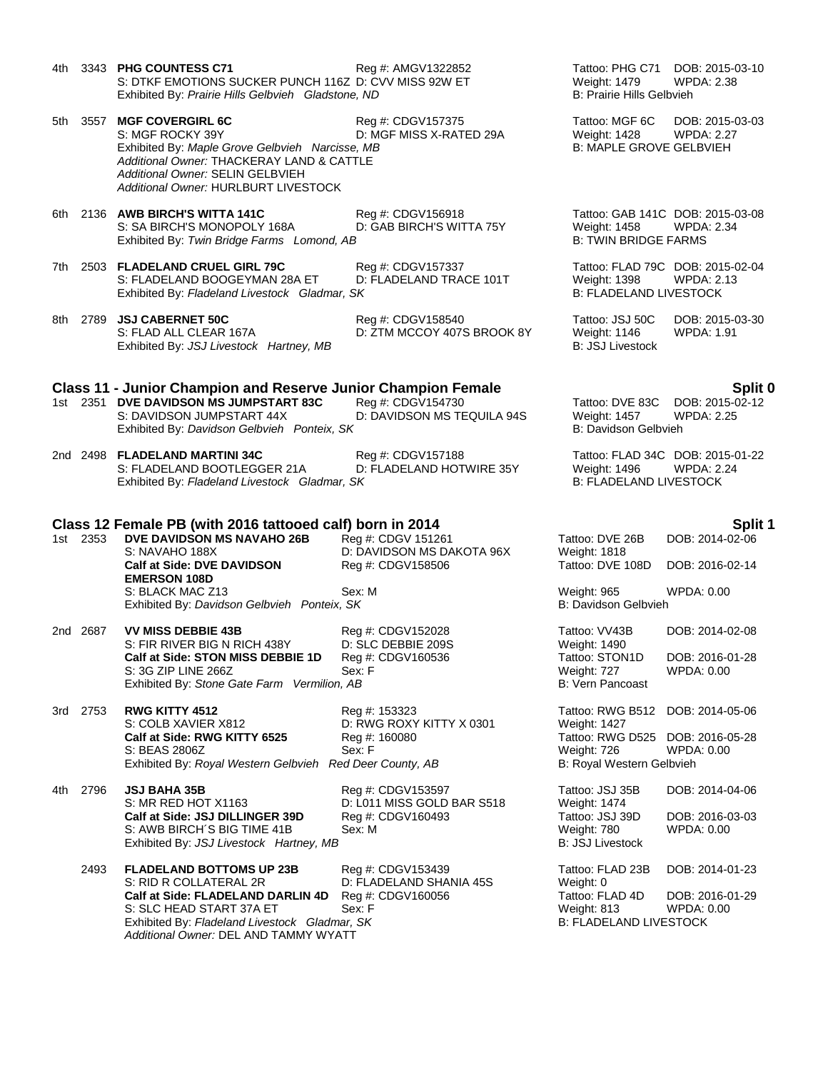4th 3343 **PHG COUNTESS C71** Reg #: AMGV1322852 Tattoo: PHG C71 DOB: 2015-03-10
S: DTKF EMOTIONS SUCKER PUNCH 116Z D: CVV MISS 92W ET Weight: 1479 WPDA: 2.38
Exhibited By: *Prairie Hills Gelbvieh Gladstone, ND* B: Prairie Hills Gelbvieh

5th 3557 **MGF COVERGIRL 6C** Reg #: CDGV157375 Tattoo: MGF 6C DOB: 2015-03-03
S: MGF ROCKY 39Y D: MGF MISS X-RATED 29A Weight: 1428 WPDA: 2.27
Exhibited By: *Maple Grove Gelbvieh Narcisse, MB* B: MAPLE GROVE GELBVIEH
*Additional Owner:* THACKERAY LAND & CATTLE
*Additional Owner:* SELIN GELBVIEH
*Additional Owner:* HURLBURT LIVESTOCK

6th 2136 **AWB BIRCH'S WITTA 141C** Reg #: CDGV156918 Tattoo: GAB 141C DOB: 2015-03-08
S: SA BIRCH'S MONOPOLY 168A D: GAB BIRCH'S WITTA 75Y Weight: 1458 WPDA: 2.34
Exhibited By: *Twin Bridge Farms Lomond, AB* B: TWIN BRIDGE FARMS

7th 2503 **FLADELAND CRUEL GIRL 79C** Reg #: CDGV157337 Tattoo: FLAD 79C DOB: 2015-02-04
S: FLADELAND BOOGEYMAN 28A ET D: FLADELAND TRACE 101T Weight: 1398 WPDA: 2.13
Exhibited By: *Fladeland Livestock Gladmar, SK* B: FLADELAND LIVESTOCK

8th 2789 **JSJ CABERNET 50C** Reg #: CDGV158540 Tattoo: JSJ 50C DOB: 2015-03-30
S: FLAD ALL CLEAR 167A D: ZTM MCCOY 407S BROOK 8Y Weight: 1146 WPDA: 1.91
Exhibited By: *JSJ Livestock Hartney, MB* B: JSJ Livestock

## Class 11 - Junior Champion and Reserve Junior Champion Female — Split 0

1st 2351 **DVE DAVIDSON MS JUMPSTART 83C** Reg #: CDGV154730 Tattoo: DVE 83C DOB: 2015-02-12
S: DAVIDSON JUMPSTART 44X D: DAVIDSON MS TEQUILA 94S Weight: 1457 WPDA: 2.25
Exhibited By: *Davidson Gelbvieh Ponteix, SK* B: Davidson Gelbvieh

2nd 2498 **FLADELAND MARTINI 34C** Reg #: CDGV157188 Tattoo: FLAD 34C DOB: 2015-01-22
S: FLADELAND BOOTLEGGER 21A D: FLADELAND HOTWIRE 35Y Weight: 1496 WPDA: 2.24
Exhibited By: *Fladeland Livestock Gladmar, SK* B: FLADELAND LIVESTOCK

## Class 12 Female PB (with 2016 tattooed calf) born in 2014 — Split 1

1st 2353 **DVE DAVIDSON MS NAVAHO 26B** Reg #: CDGV 151261 Tattoo: DVE 26B DOB: 2014-02-06
S: NAVAHO 188X D: DAVIDSON MS DAKOTA 96X Weight: 1818
**Calf at Side: DVE DAVIDSON EMERSON 108D** Reg #: CDGV158506 Tattoo: DVE 108D DOB: 2016-02-14
S: BLACK MAC Z13 Sex: M Weight: 965 WPDA: 0.00
Exhibited By: *Davidson Gelbvieh Ponteix, SK* B: Davidson Gelbvieh

2nd 2687 **VV MISS DEBBIE 43B** Reg #: CDGV152028 Tattoo: VV43B DOB: 2014-02-08
S: FIR RIVER BIG N RICH 438Y D: SLC DEBBIE 209S Weight: 1490
**Calf at Side: STON MISS DEBBIE 1D** Reg #: CDGV160536 Tattoo: STON1D DOB: 2016-01-28
S: 3G ZIP LINE 266Z Sex: F Weight: 727 WPDA: 0.00
Exhibited By: *Stone Gate Farm Vermilion, AB* B: Vern Pancoast

3rd 2753 **RWG KITTY 4512** Reg #: 153323 Tattoo: RWG B512 DOB: 2014-05-06
S: COLB XAVIER X812 D: RWG ROXY KITTY X 0301 Weight: 1427
**Calf at Side: RWG KITTY 6525** Reg #: 160080 Tattoo: RWG D525 DOB: 2016-05-28
S: BEAS 2806Z Sex: F Weight: 726 WPDA: 0.00
Exhibited By: *Royal Western Gelbvieh Red Deer County, AB* B: Royal Western Gelbvieh

4th 2796 **JSJ BAHA 35B** Reg #: CDGV153597 Tattoo: JSJ 35B DOB: 2014-04-06
S: MR RED HOT X1163 D: L011 MISS GOLD BAR S518 Weight: 1474
**Calf at Side: JSJ DILLINGER 39D** Reg #: CDGV160493 Tattoo: JSJ 39D DOB: 2016-03-03
S: AWB BIRCH´S BIG TIME 41B Sex: M Weight: 780 WPDA: 0.00
Exhibited By: *JSJ Livestock Hartney, MB* B: JSJ Livestock

2493 **FLADELAND BOTTOMS UP 23B** Reg #: CDGV153439 Tattoo: FLAD 23B DOB: 2014-01-23
S: RID R COLLATERAL 2R D: FLADELAND SHANIA 45S Weight: 0
**Calf at Side: FLADELAND DARLIN 4D** Reg #: CDGV160056 Tattoo: FLAD 4D DOB: 2016-01-29
S: SLC HEAD START 37A ET Sex: F Weight: 813 WPDA: 0.00
Exhibited By: *Fladeland Livestock Gladmar, SK* B: FLADELAND LIVESTOCK
*Additional Owner:* DEL AND TAMMY WYATT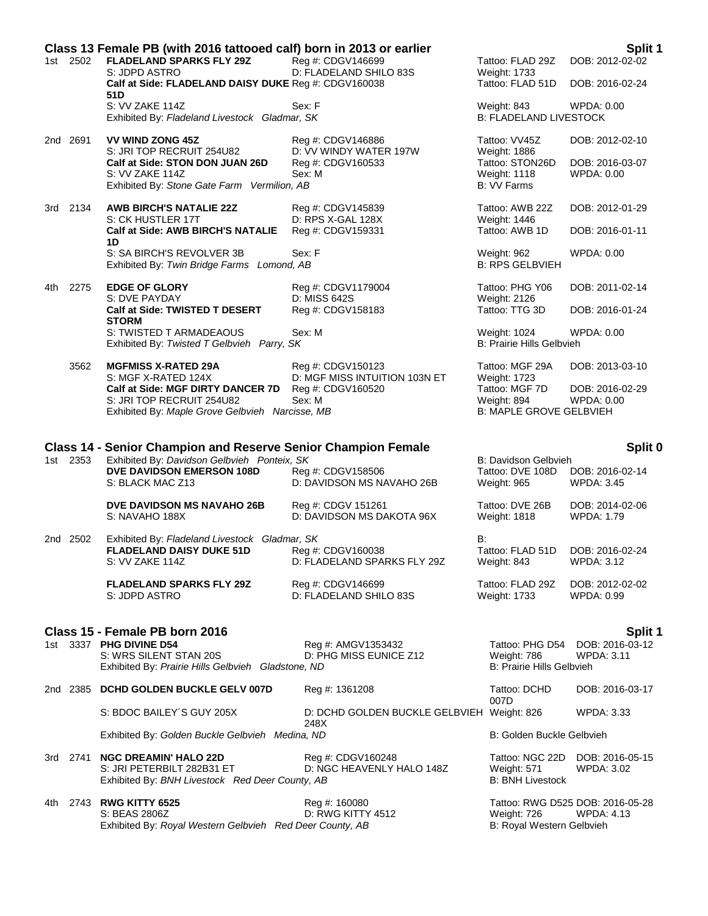## Class 13 Female PB (with 2016 tattooed calf) born in 2013 or earlier

**Split 1**

1st 2502 **FLADELAND SPARKS FLY 29Z** Reg #: CDGV146699 Tattoo: FLAD 29Z DOB: 2012-02-02
S: JDPD ASTRO D: FLADELAND SHILO 83S Weight: 1733
**Calf at Side: FLADELAND DAISY DUKE 51D** Reg #: CDGV160038 Tattoo: FLAD 51D DOB: 2016-02-24
S: VV ZAKE 114Z Sex: F Weight: 843 WPDA: 0.00
Exhibited By: *Fladeland Livestock Gladmar, SK* B: FLADELAND LIVESTOCK

2nd 2691 **VV WIND ZONG 45Z** Reg #: CDGV146886 Tattoo: VV45Z DOB: 2012-02-10
S: JRI TOP RECRUIT 254U82 D: VV WINDY WATER 197W Weight: 1886
**Calf at Side: STON DON JUAN 26D** Reg #: CDGV160533 Tattoo: STON26D DOB: 2016-03-07
S: VV ZAKE 114Z Sex: M Weight: 1118 WPDA: 0.00
Exhibited By: *Stone Gate Farm Vermilion, AB* B: VV Farms

3rd 2134 **AWB BIRCH'S NATALIE 22Z** Reg #: CDGV145839 Tattoo: AWB 22Z DOB: 2012-01-29
S: CK HUSTLER 17T D: RPS X-GAL 128X Weight: 1446
**Calf at Side: AWB BIRCH'S NATALIE 1D** Reg #: CDGV159331 Tattoo: AWB 1D DOB: 2016-01-11
S: SA BIRCH'S REVOLVER 3B Sex: F Weight: 962 WPDA: 0.00
Exhibited By: *Twin Bridge Farms Lomond, AB* B: RPS GELBVIEH

4th 2275 **EDGE OF GLORY** Reg #: CDGV1179004 Tattoo: PHG Y06 DOB: 2011-02-14
S: DVE PAYDAY D: MISS 642S Weight: 2126
**Calf at Side: TWISTED T DESERT STORM** Reg #: CDGV158183 Tattoo: TTG 3D DOB: 2016-01-24
S: TWISTED T ARMADEAOUS Sex: M Weight: 1024 WPDA: 0.00
Exhibited By: *Twisted T Gelbvieh Parry, SK* B: Prairie Hills Gelbvieh

3562 **MGFMISS X-RATED 29A** Reg #: CDGV150123 Tattoo: MGF 29A DOB: 2013-03-10
S: MGF X-RATED 124X D: MGF MISS INTUITION 103N ET Weight: 1723
**Calf at Side: MGF DIRTY DANCER 7D** Reg #: CDGV160520 Tattoo: MGF 7D DOB: 2016-02-29
S: JRI TOP RECRUIT 254U82 Sex: M Weight: 894 WPDA: 0.00
Exhibited By: *Maple Grove Gelbvieh Narcisse, MB* B: MAPLE GROVE GELBVIEH

## Class 14 - Senior Champion and Reserve Senior Champion Female

**Split 0**

1st 2353 Exhibited By: *Davidson Gelbvieh Ponteix, SK* B: Davidson Gelbvieh
**DVE DAVIDSON EMERSON 108D** Reg #: CDGV158506 Tattoo: DVE 108D DOB: 2016-02-14
S: BLACK MAC Z13 D: DAVIDSON MS NAVAHO 26B Weight: 965 WPDA: 3.45

**DVE DAVIDSON MS NAVAHO 26B** Reg #: CDGV 151261 Tattoo: DVE 26B DOB: 2014-02-06
S: NAVAHO 188X D: DAVIDSON MS DAKOTA 96X Weight: 1818 WPDA: 1.79

2nd 2502 Exhibited By: *Fladeland Livestock Gladmar, SK* B:
**FLADELAND DAISY DUKE 51D** Reg #: CDGV160038 Tattoo: FLAD 51D DOB: 2016-02-24
S: VV ZAKE 114Z D: FLADELAND SPARKS FLY 29Z Weight: 843 WPDA: 3.12

**FLADELAND SPARKS FLY 29Z** Reg #: CDGV146699 Tattoo: FLAD 29Z DOB: 2012-02-02
S: JDPD ASTRO D: FLADELAND SHILO 83S Weight: 1733 WPDA: 0.99

## Class 15 - Female PB born 2016

**Split 1**

1st 3337 **PHG DIVINE D54** Reg #: AMGV1353432 Tattoo: PHG D54 DOB: 2016-03-12
S: WRS SILENT STAN 20S D: PHG MISS EUNICE Z12 Weight: 786 WPDA: 3.11
Exhibited By: *Prairie Hills Gelbvieh Gladstone, ND* B: Prairie Hills Gelbvieh

2nd 2385 **DCHD GOLDEN BUCKLE GELV 007D** Reg #: 1361208 Tattoo: DCHD 007D DOB: 2016-03-17
S: BDOC BAILEY´S GUY 205X D: DCHD GOLDEN BUCKLE GELBVIEH 248X Weight: 826 WPDA: 3.33
Exhibited By: *Golden Buckle Gelbvieh Medina, ND* B: Golden Buckle Gelbvieh

3rd 2741 **NGC DREAMIN' HALO 22D** Reg #: CDGV160248 Tattoo: NGC 22D DOB: 2016-05-15
S: JRI PETERBILT 282B31 ET D: NGC HEAVENLY HALO 148Z Weight: 571 WPDA: 3.02
Exhibited By: *BNH Livestock Red Deer County, AB* B: BNH Livestock

4th 2743 **RWG KITTY 6525** Reg #: 160080 Tattoo: RWG D525 DOB: 2016-05-28
S: BEAS 2806Z D: RWG KITTY 4512 Weight: 726 WPDA: 4.13
Exhibited By: *Royal Western Gelbvieh Red Deer County, AB* B: Royal Western Gelbvieh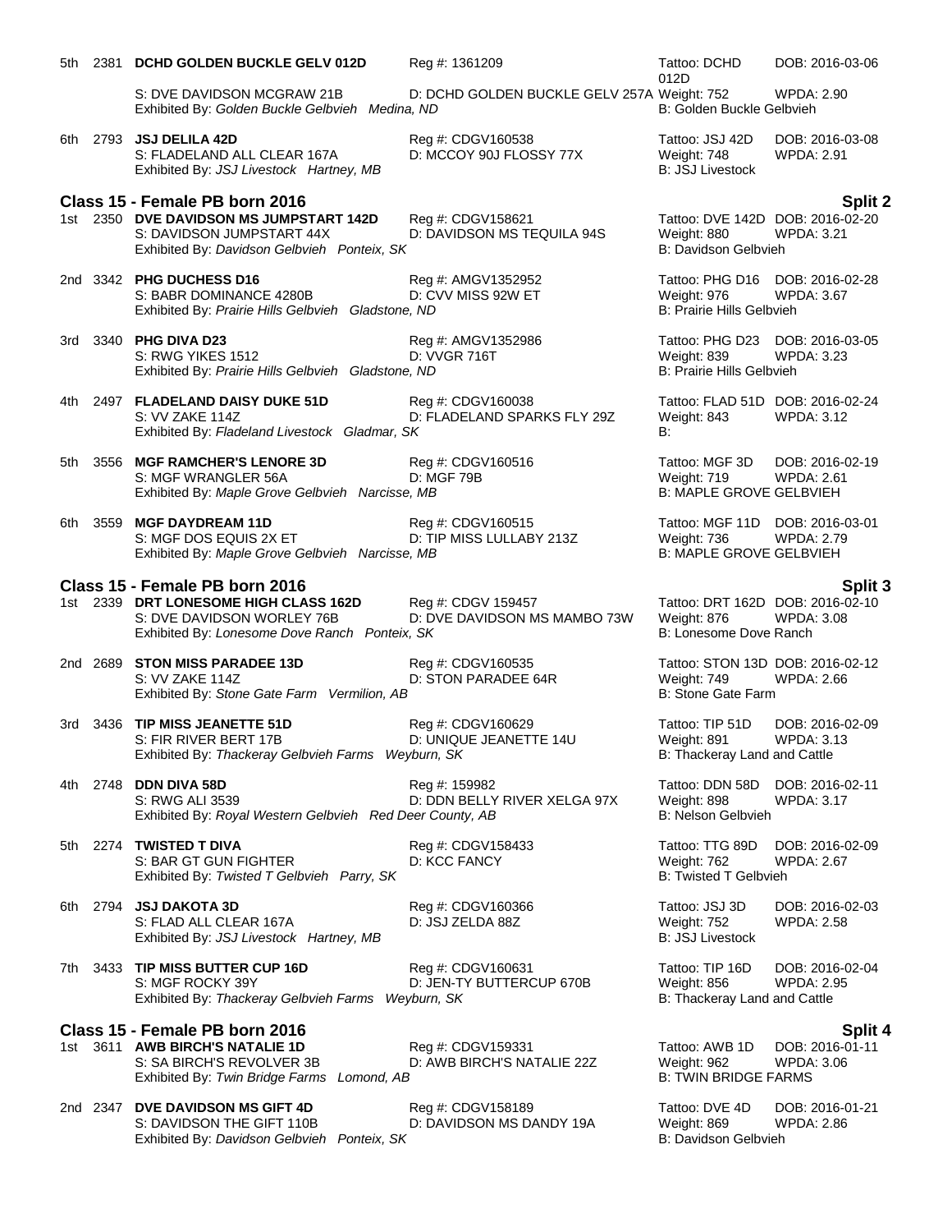5th 2381 **DCHD GOLDEN BUCKLE GELV 012D** Reg #: 1361209 Tattoo: DCHD 012D DOB: 2016-03-06
S: DVE DAVIDSON MCGRAW 21B D: DCHD GOLDEN BUCKLE GELV 257A Weight: 752 WPDA: 2.90
Exhibited By: *Golden Buckle Gelbvieh Medina, ND* B: Golden Buckle Gelbvieh

6th 2793 **JSJ DELILA 42D** Reg #: CDGV160538 Tattoo: JSJ 42D DOB: 2016-03-08
S: FLADELAND ALL CLEAR 167A D: MCCOY 90J FLOSSY 77X Weight: 748 WPDA: 2.91
Exhibited By: *JSJ Livestock Hartney, MB* B: JSJ Livestock

## Class 15 - Female PB born 2016 — Split 2

1st 2350 **DVE DAVIDSON MS JUMPSTART 142D** Reg #: CDGV158621 Tattoo: DVE 142D DOB: 2016-02-20
S: DAVIDSON JUMPSTART 44X D: DAVIDSON MS TEQUILA 94S Weight: 880 WPDA: 3.21
Exhibited By: *Davidson Gelbvieh Ponteix, SK* B: Davidson Gelbvieh

2nd 3342 **PHG DUCHESS D16** Reg #: AMGV1352952 Tattoo: PHG D16 DOB: 2016-02-28
S: BABR DOMINANCE 4280B D: CVV MISS 92W ET Weight: 976 WPDA: 3.67
Exhibited By: *Prairie Hills Gelbvieh Gladstone, ND* B: Prairie Hills Gelbvieh

3rd 3340 **PHG DIVA D23** Reg #: AMGV1352986 Tattoo: PHG D23 DOB: 2016-03-05
S: RWG YIKES 1512 D: VVGR 716T Weight: 839 WPDA: 3.23
Exhibited By: *Prairie Hills Gelbvieh Gladstone, ND* B: Prairie Hills Gelbvieh

4th 2497 **FLADELAND DAISY DUKE 51D** Reg #: CDGV160038 Tattoo: FLAD 51D DOB: 2016-02-24
S: VV ZAKE 114Z D: FLADELAND SPARKS FLY 29Z Weight: 843 WPDA: 3.12
Exhibited By: *Fladeland Livestock Gladmar, SK* B:

5th 3556 **MGF RAMCHER'S LENORE 3D** Reg #: CDGV160516 Tattoo: MGF 3D DOB: 2016-02-19
S: MGF WRANGLER 56A D: MGF 79B Weight: 719 WPDA: 2.61
Exhibited By: *Maple Grove Gelbvieh Narcisse, MB* B: MAPLE GROVE GELBVIEH

6th 3559 **MGF DAYDREAM 11D** Reg #: CDGV160515 Tattoo: MGF 11D DOB: 2016-03-01
S: MGF DOS EQUIS 2X ET D: TIP MISS LULLABY 213Z Weight: 736 WPDA: 2.79
Exhibited By: *Maple Grove Gelbvieh Narcisse, MB* B: MAPLE GROVE GELBVIEH

## Class 15 - Female PB born 2016 — Split 3

1st 2339 **DRT LONESOME HIGH CLASS 162D** Reg #: CDGV 159457 Tattoo: DRT 162D DOB: 2016-02-10
S: DVE DAVIDSON WORLEY 76B D: DVE DAVIDSON MS MAMBO 73W Weight: 876 WPDA: 3.08
Exhibited By: *Lonesome Dove Ranch Ponteix, SK* B: Lonesome Dove Ranch

2nd 2689 **STON MISS PARADEE 13D** Reg #: CDGV160535 Tattoo: STON 13D DOB: 2016-02-12
S: VV ZAKE 114Z D: STON PARADEE 64R Weight: 749 WPDA: 2.66
Exhibited By: *Stone Gate Farm Vermilion, AB* B: Stone Gate Farm

3rd 3436 **TIP MISS JEANETTE 51D** Reg #: CDGV160629 Tattoo: TIP 51D DOB: 2016-02-09
S: FIR RIVER BERT 17B D: UNIQUE JEANETTE 14U Weight: 891 WPDA: 3.13
Exhibited By: *Thackeray Gelbvieh Farms Weyburn, SK* B: Thackeray Land and Cattle

4th 2748 **DDN DIVA 58D** Reg #: 159982 Tattoo: DDN 58D DOB: 2016-02-11
S: RWG ALI 3539 D: DDN BELLY RIVER XELGA 97X Weight: 898 WPDA: 3.17
Exhibited By: *Royal Western Gelbvieh Red Deer County, AB* B: Nelson Gelbvieh

5th 2274 **TWISTED T DIVA** Reg #: CDGV158433 Tattoo: TTG 89D DOB: 2016-02-09
S: BAR GT GUN FIGHTER D: KCC FANCY Weight: 762 WPDA: 2.67
Exhibited By: *Twisted T Gelbvieh Parry, SK* B: Twisted T Gelbvieh

6th 2794 **JSJ DAKOTA 3D** Reg #: CDGV160366 Tattoo: JSJ 3D DOB: 2016-02-03
S: FLAD ALL CLEAR 167A D: JSJ ZELDA 88Z Weight: 752 WPDA: 2.58
Exhibited By: *JSJ Livestock Hartney, MB* B: JSJ Livestock

7th 3433 **TIP MISS BUTTER CUP 16D** Reg #: CDGV160631 Tattoo: TIP 16D DOB: 2016-02-04
S: MGF ROCKY 39Y D: JEN-TY BUTTERCUP 670B Weight: 856 WPDA: 2.95
Exhibited By: *Thackeray Gelbvieh Farms Weyburn, SK* B: Thackeray Land and Cattle

## Class 15 - Female PB born 2016 — Split 4

1st 3611 **AWB BIRCH'S NATALIE 1D** Reg #: CDGV159331 Tattoo: AWB 1D DOB: 2016-01-11
S: SA BIRCH'S REVOLVER 3B D: AWB BIRCH'S NATALIE 22Z Weight: 962 WPDA: 3.06
Exhibited By: *Twin Bridge Farms Lomond, AB* B: TWIN BRIDGE FARMS

2nd 2347 **DVE DAVIDSON MS GIFT 4D** Reg #: CDGV158189 Tattoo: DVE 4D DOB: 2016-01-21
S: DAVIDSON THE GIFT 110B D: DAVIDSON MS DANDY 19A Weight: 869 WPDA: 2.86
Exhibited By: *Davidson Gelbvieh Ponteix, SK* B: Davidson Gelbvieh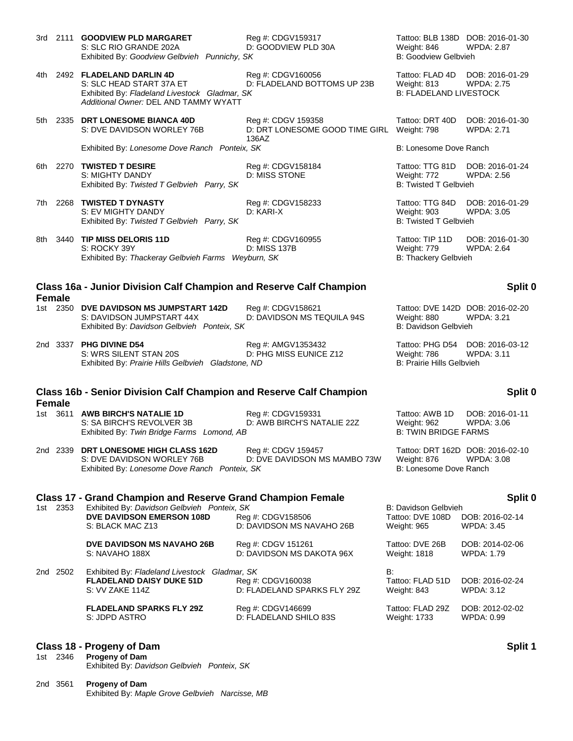3rd 2111 **GOODVIEW PLD MARGARET** Reg #: CDGV159317 Tattoo: BLB 138D DOB: 2016-01-30
S: SLC RIO GRANDE 202A D: GOODVIEW PLD 30A Weight: 846 WPDA: 2.87
Exhibited By: *Goodview Gelbvieh Punnichy, SK* B: Goodview Gelbvieh

4th 2492 **FLADELAND DARLIN 4D** Reg #: CDGV160056 Tattoo: FLAD 4D DOB: 2016-01-29
S: SLC HEAD START 37A ET D: FLADELAND BOTTOMS UP 23B Weight: 813 WPDA: 2.75
Exhibited By: *Fladeland Livestock Gladmar, SK* B: FLADELAND LIVESTOCK
*Additional Owner:* DEL AND TAMMY WYATT

5th 2335 **DRT LONESOME BIANCA 40D** Reg #: CDGV 159358 Tattoo: DRT 40D DOB: 2016-01-30
S: DVE DAVIDSON WORLEY 76B D: DRT LONESOME GOOD TIME GIRL 136AZ Weight: 798 WPDA: 2.71
Exhibited By: *Lonesome Dove Ranch Ponteix, SK* B: Lonesome Dove Ranch

6th 2270 **TWISTED T DESIRE** Reg #: CDGV158184 Tattoo: TTG 81D DOB: 2016-01-24
S: MIGHTY DANDY D: MISS STONE Weight: 772 WPDA: 2.56
Exhibited By: *Twisted T Gelbvieh Parry, SK* B: Twisted T Gelbvieh

7th 2268 **TWISTED T DYNASTY** Reg #: CDGV158233 Tattoo: TTG 84D DOB: 2016-01-29
S: EV MIGHTY DANDY D: KARI-X Weight: 903 WPDA: 3.05
Exhibited By: *Twisted T Gelbvieh Parry, SK* B: Twisted T Gelbvieh

8th 3440 **TIP MISS DELORIS 11D** Reg #: CDGV160955 Tattoo: TIP 11D DOB: 2016-01-30
S: ROCKY 39Y D: MISS 137B Weight: 779 WPDA: 2.64
Exhibited By: *Thackeray Gelbvieh Farms Weyburn, SK* B: Thackery Gelbvieh

## Class 16a - Junior Division Calf Champion and Reserve Calf Champion Female — Split 0

1st 2350 **DVE DAVIDSON MS JUMPSTART 142D** Reg #: CDGV158621 Tattoo: DVE 142D DOB: 2016-02-20
S: DAVIDSON JUMPSTART 44X D: DAVIDSON MS TEQUILA 94S Weight: 880 WPDA: 3.21
Exhibited By: *Davidson Gelbvieh Ponteix, SK* B: Davidson Gelbvieh

2nd 3337 **PHG DIVINE D54** Reg #: AMGV1353432 Tattoo: PHG D54 DOB: 2016-03-12
S: WRS SILENT STAN 20S D: PHG MISS EUNICE Z12 Weight: 786 WPDA: 3.11
Exhibited By: *Prairie Hills Gelbvieh Gladstone, ND* B: Prairie Hills Gelbvieh

## Class 16b - Senior Division Calf Champion and Reserve Calf Champion Female — Split 0

1st 3611 **AWB BIRCH'S NATALIE 1D** Reg #: CDGV159331 Tattoo: AWB 1D DOB: 2016-01-11
S: SA BIRCH'S REVOLVER 3B D: AWB BIRCH'S NATALIE 22Z Weight: 962 WPDA: 3.06
Exhibited By: *Twin Bridge Farms Lomond, AB* B: TWIN BRIDGE FARMS

2nd 2339 **DRT LONESOME HIGH CLASS 162D** Reg #: CDGV 159457 Tattoo: DRT 162D DOB: 2016-02-10
S: DVE DAVIDSON WORLEY 76B D: DVE DAVIDSON MS MAMBO 73W Weight: 876 WPDA: 3.08
Exhibited By: *Lonesome Dove Ranch Ponteix, SK* B: Lonesome Dove Ranch

## Class 17 - Grand Champion and Reserve Grand Champion Female — Split 0

1st 2353 Exhibited By: *Davidson Gelbvieh Ponteix, SK* B: Davidson Gelbvieh
**DVE DAVIDSON EMERSON 108D** Reg #: CDGV158506 Tattoo: DVE 108D DOB: 2016-02-14
S: BLACK MAC Z13 D: DAVIDSON MS NAVAHO 26B Weight: 965 WPDA: 3.45

**DVE DAVIDSON MS NAVAHO 26B** Reg #: CDGV 151261 Tattoo: DVE 26B DOB: 2014-02-06
S: NAVAHO 188X D: DAVIDSON MS DAKOTA 96X Weight: 1818 WPDA: 1.79

2nd 2502 Exhibited By: *Fladeland Livestock Gladmar, SK* B:
**FLADELAND DAISY DUKE 51D** Reg #: CDGV160038 Tattoo: FLAD 51D DOB: 2016-02-24
S: VV ZAKE 114Z D: FLADELAND SPARKS FLY 29Z Weight: 843 WPDA: 3.12

**FLADELAND SPARKS FLY 29Z** Reg #: CDGV146699 Tattoo: FLAD 29Z DOB: 2012-02-02
S: JDPD ASTRO D: FLADELAND SHILO 83S Weight: 1733 WPDA: 0.99

## Class 18 - Progeny of Dam — Split 1

1st 2346 **Progeny of Dam**
Exhibited By: *Davidson Gelbvieh Ponteix, SK*

2nd 3561 **Progeny of Dam**
Exhibited By: *Maple Grove Gelbvieh Narcisse, MB*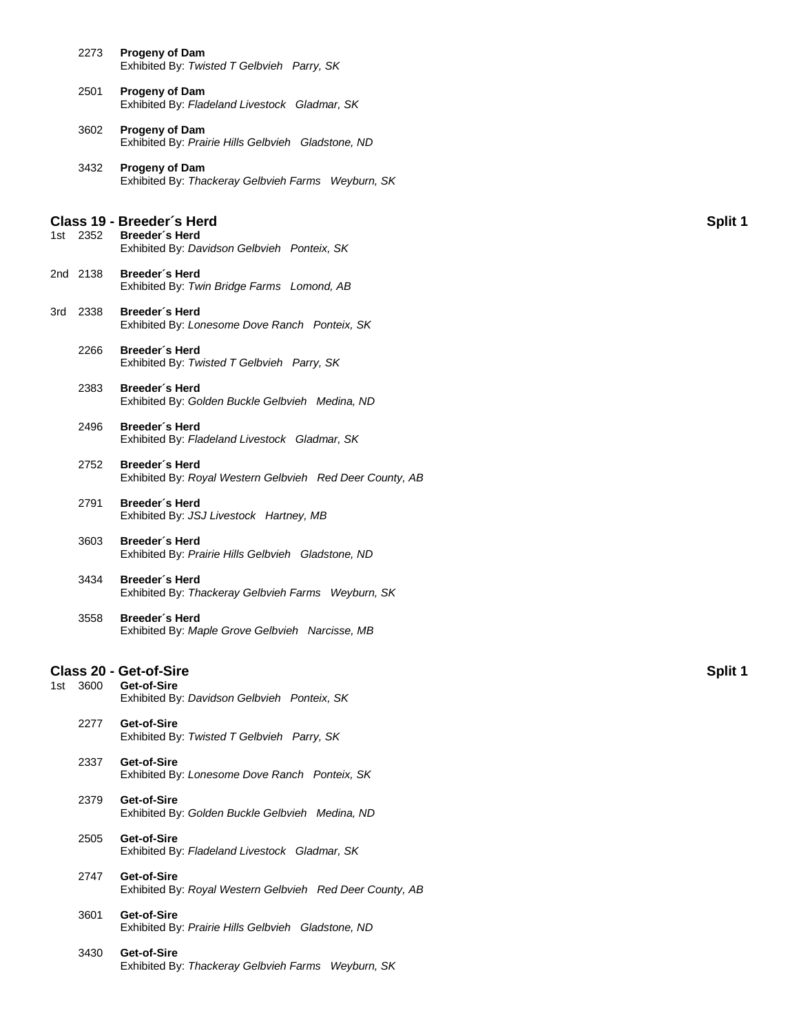2273 **Progeny of Dam**
Exhibited By: *Twisted T Gelbvieh Parry, SK*

2501 **Progeny of Dam**
Exhibited By: *Fladeland Livestock Gladmar, SK*

3602 **Progeny of Dam**
Exhibited By: *Prairie Hills Gelbvieh Gladstone, ND*

3432 **Progeny of Dam**
Exhibited By: *Thackeray Gelbvieh Farms Weyburn, SK*

## Class 19 - Breeder´s Herd — Split 1

1st 2352 **Breeder´s Herd**
Exhibited By: *Davidson Gelbvieh Ponteix, SK*

2nd 2138 **Breeder´s Herd**
Exhibited By: *Twin Bridge Farms Lomond, AB*

3rd 2338 **Breeder´s Herd**
Exhibited By: *Lonesome Dove Ranch Ponteix, SK*

2266 **Breeder´s Herd**
Exhibited By: *Twisted T Gelbvieh Parry, SK*

2383 **Breeder´s Herd**
Exhibited By: *Golden Buckle Gelbvieh Medina, ND*

2496 **Breeder´s Herd**
Exhibited By: *Fladeland Livestock Gladmar, SK*

2752 **Breeder´s Herd**
Exhibited By: *Royal Western Gelbvieh Red Deer County, AB*

2791 **Breeder´s Herd**
Exhibited By: *JSJ Livestock Hartney, MB*

3603 **Breeder´s Herd**
Exhibited By: *Prairie Hills Gelbvieh Gladstone, ND*

3434 **Breeder´s Herd**
Exhibited By: *Thackeray Gelbvieh Farms Weyburn, SK*

3558 **Breeder´s Herd**
Exhibited By: *Maple Grove Gelbvieh Narcisse, MB*

## Class 20 - Get-of-Sire — Split 1

1st 3600 **Get-of-Sire**
Exhibited By: *Davidson Gelbvieh Ponteix, SK*

2277 **Get-of-Sire**
Exhibited By: *Twisted T Gelbvieh Parry, SK*

2337 **Get-of-Sire**
Exhibited By: *Lonesome Dove Ranch Ponteix, SK*

2379 **Get-of-Sire**
Exhibited By: *Golden Buckle Gelbvieh Medina, ND*

2505 **Get-of-Sire**
Exhibited By: *Fladeland Livestock Gladmar, SK*

2747 **Get-of-Sire**
Exhibited By: *Royal Western Gelbvieh Red Deer County, AB*

3601 **Get-of-Sire**
Exhibited By: *Prairie Hills Gelbvieh Gladstone, ND*

3430 **Get-of-Sire**
Exhibited By: *Thackeray Gelbvieh Farms Weyburn, SK*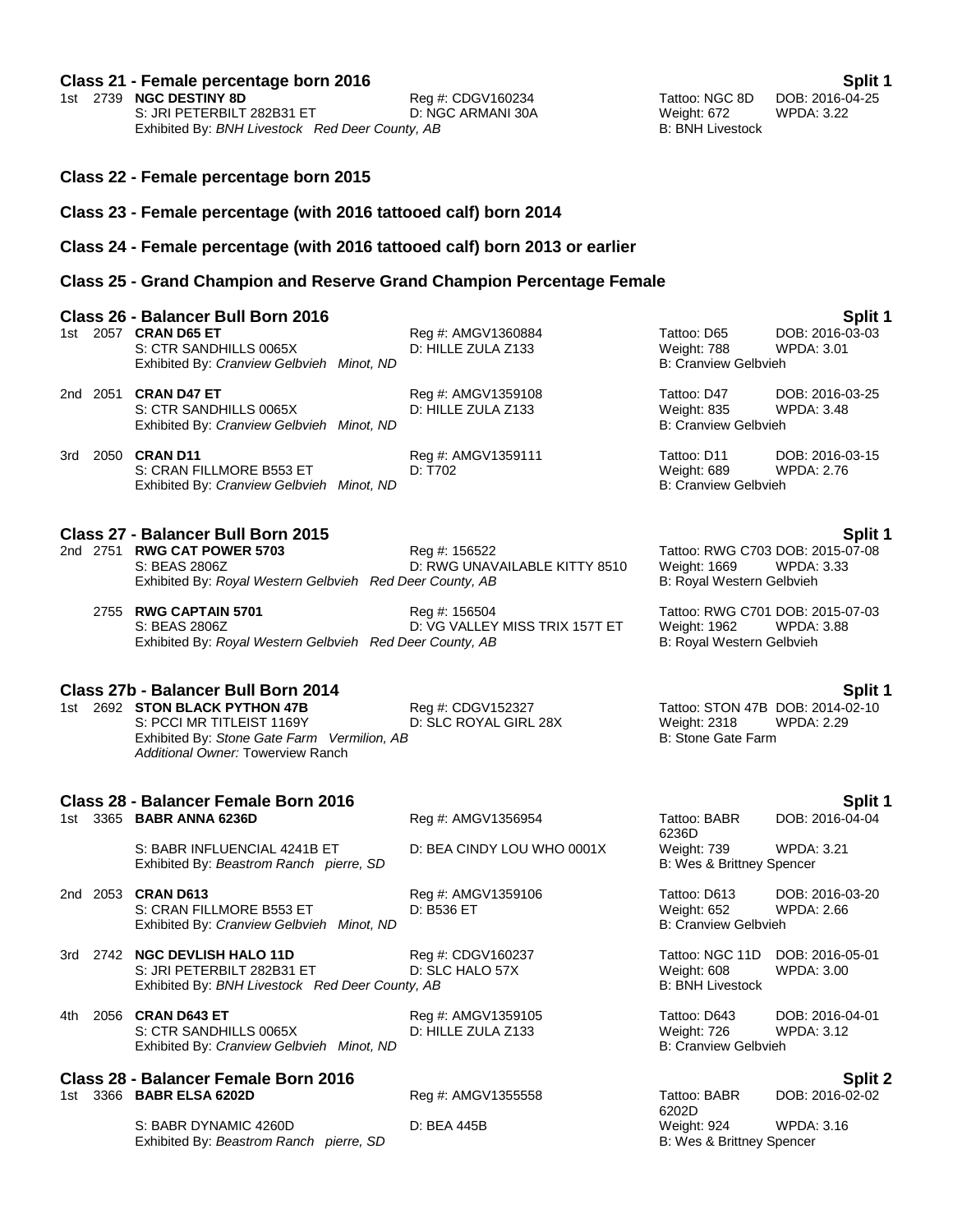## Class 21 - Female percentage born 2016 — Split 1

1st 2739 **NGC DESTINY 8D** — Reg #: CDGV160234 — Tattoo: NGC 8D — DOB: 2016-04-25
S: JRI PETERBILT 282B31 ET — D: NGC ARMANI 30A — Weight: 672 — WPDA: 3.22
Exhibited By: *BNH Livestock Red Deer County, AB* — B: BNH Livestock

## Class 22 - Female percentage born 2015

## Class 23 - Female percentage (with 2016 tattooed calf) born 2014

## Class 24 - Female percentage (with 2016 tattooed calf) born 2013 or earlier

## Class 25 - Grand Champion and Reserve Grand Champion Percentage Female

## Class 26 - Balancer Bull Born 2016 — Split 1

1st 2057 **CRAN D65 ET** — Reg #: AMGV1360884 — Tattoo: D65 — DOB: 2016-03-03
S: CTR SANDHILLS 0065X — D: HILLE ZULA Z133 — Weight: 788 — WPDA: 3.01
Exhibited By: *Cranview Gelbvieh Minot, ND* — B: Cranview Gelbvieh

2nd 2051 **CRAN D47 ET** — Reg #: AMGV1359108 — Tattoo: D47 — DOB: 2016-03-25
S: CTR SANDHILLS 0065X — D: HILLE ZULA Z133 — Weight: 835 — WPDA: 3.48
Exhibited By: *Cranview Gelbvieh Minot, ND* — B: Cranview Gelbvieh

3rd 2050 **CRAN D11** — Reg #: AMGV1359111 — Tattoo: D11 — DOB: 2016-03-15
S: CRAN FILLMORE B553 ET — D: T702 — Weight: 689 — WPDA: 2.76
Exhibited By: *Cranview Gelbvieh Minot, ND* — B: Cranview Gelbvieh

## Class 27 - Balancer Bull Born 2015 — Split 1

2nd 2751 **RWG CAT POWER 5703** — Reg #: 156522 — Tattoo: RWG C703 — DOB: 2015-07-08
S: BEAS 2806Z — D: RWG UNAVAILABLE KITTY 8510 — Weight: 1669 — WPDA: 3.33
Exhibited By: *Royal Western Gelbvieh Red Deer County, AB* — B: Royal Western Gelbvieh

2755 **RWG CAPTAIN 5701** — Reg #: 156504 — Tattoo: RWG C701 — DOB: 2015-07-03
S: BEAS 2806Z — D: VG VALLEY MISS TRIX 157T ET — Weight: 1962 — WPDA: 3.88
Exhibited By: *Royal Western Gelbvieh Red Deer County, AB* — B: Royal Western Gelbvieh

## Class 27b - Balancer Bull Born 2014 — Split 1

1st 2692 **STON BLACK PYTHON 47B** — Reg #: CDGV152327 — Tattoo: STON 47B — DOB: 2014-02-10
S: PCCI MR TITLEIST 1169Y — D: SLC ROYAL GIRL 28X — Weight: 2318 — WPDA: 2.29
Exhibited By: *Stone Gate Farm Vermilion, AB* — B: Stone Gate Farm
*Additional Owner:* Towerview Ranch

## Class 28 - Balancer Female Born 2016 — Split 1

1st 3365 **BABR ANNA 6236D** — Reg #: AMGV1356954 — Tattoo: BABR 6236D — DOB: 2016-04-04
S: BABR INFLUENCIAL 4241B ET — D: BEA CINDY LOU WHO 0001X — Weight: 739 — WPDA: 3.21
Exhibited By: *Beastrom Ranch pierre, SD* — B: Wes & Brittney Spencer

2nd 2053 **CRAN D613** — Reg #: AMGV1359106 — Tattoo: D613 — DOB: 2016-03-20
S: CRAN FILLMORE B553 ET — D: B536 ET — Weight: 652 — WPDA: 2.66
Exhibited By: *Cranview Gelbvieh Minot, ND* — B: Cranview Gelbvieh

3rd 2742 **NGC DEVLISH HALO 11D** — Reg #: CDGV160237 — Tattoo: NGC 11D — DOB: 2016-05-01
S: JRI PETERBILT 282B31 ET — D: SLC HALO 57X — Weight: 608 — WPDA: 3.00
Exhibited By: *BNH Livestock Red Deer County, AB* — B: BNH Livestock

4th 2056 **CRAN D643 ET** — Reg #: AMGV1359105 — Tattoo: D643 — DOB: 2016-04-01
S: CTR SANDHILLS 0065X — D: HILLE ZULA Z133 — Weight: 726 — WPDA: 3.12
Exhibited By: *Cranview Gelbvieh Minot, ND* — B: Cranview Gelbvieh

## Class 28 - Balancer Female Born 2016 — Split 2

1st 3366 **BABR ELSA 6202D** — Reg #: AMGV1355558 — Tattoo: BABR 6202D — DOB: 2016-02-02
S: BABR DYNAMIC 4260D — D: BEA 445B — Weight: 924 — WPDA: 3.16
Exhibited By: *Beastrom Ranch pierre, SD* — B: Wes & Brittney Spencer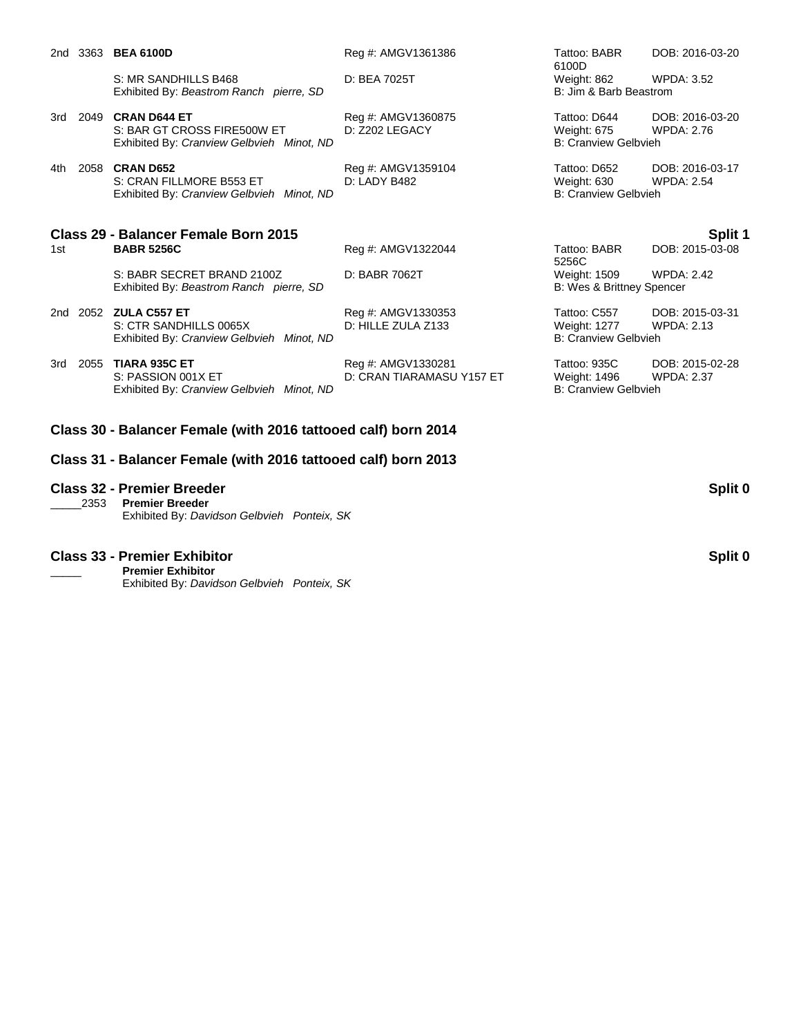| | | | | | |
|---|---|---|---|---|---|
| 2nd | 3363 | **BEA 6100D**<br>S: MR SANDHILLS B468<br>Exhibited By: *Beastrom Ranch pierre, SD* | Reg #: AMGV1361386<br>D: BEA 7025T | Tattoo: BABR 6100D<br>Weight: 862<br>B: Jim & Barb Beastrom | DOB: 2016-03-20<br>WPDA: 3.52 |
| 3rd | 2049 | **CRAN D644 ET**<br>S: BAR GT CROSS FIRE500W ET<br>Exhibited By: *Cranview Gelbvieh Minot, ND* | Reg #: AMGV1360875<br>D: Z202 LEGACY | Tattoo: D644<br>Weight: 675<br>B: Cranview Gelbvieh | DOB: 2016-03-20<br>WPDA: 2.76 |
| 4th | 2058 | **CRAN D652**<br>S: CRAN FILLMORE B553 ET<br>Exhibited By: *Cranview Gelbvieh Minot, ND* | Reg #: AMGV1359104<br>D: LADY B482 | Tattoo: D652<br>Weight: 630<br>B: Cranview Gelbvieh | DOB: 2016-03-17<br>WPDA: 2.54 |

## Class 29 - Balancer Female Born 2015 — Split 1

| | | | | | |
|---|---|---|---|---|---|
| 1st | | **BABR 5256C**<br>S: BABR SECRET BRAND 2100Z<br>Exhibited By: *Beastrom Ranch pierre, SD* | Reg #: AMGV1322044<br>D: BABR 7062T | Tattoo: BABR 5256C<br>Weight: 1509<br>B: Wes & Brittney Spencer | DOB: 2015-03-08<br>WPDA: 2.42 |
| 2nd | 2052 | **ZULA C557 ET**<br>S: CTR SANDHILLS 0065X<br>Exhibited By: *Cranview Gelbvieh Minot, ND* | Reg #: AMGV1330353<br>D: HILLE ZULA Z133 | Tattoo: C557<br>Weight: 1277<br>B: Cranview Gelbvieh | DOB: 2015-03-31<br>WPDA: 2.13 |
| 3rd | 2055 | **TIARA 935C ET**<br>S: PASSION 001X ET<br>Exhibited By: *Cranview Gelbvieh Minot, ND* | Reg #: AMGV1330281<br>D: CRAN TIARAMASU Y157 ET | Tattoo: 935C<br>Weight: 1496<br>B: Cranview Gelbvieh | DOB: 2015-02-28<br>WPDA: 2.37 |

## Class 30 - Balancer Female (with 2016 tattooed calf) born 2014

## Class 31 - Balancer Female (with 2016 tattooed calf) born 2013

## Class 32 - Premier Breeder — Split 0

_____2353 **Premier Breeder**
Exhibited By: *Davidson Gelbvieh Ponteix, SK*

## Class 33 - Premier Exhibitor — Split 0

_____ **Premier Exhibitor**
Exhibited By: *Davidson Gelbvieh Ponteix, SK*